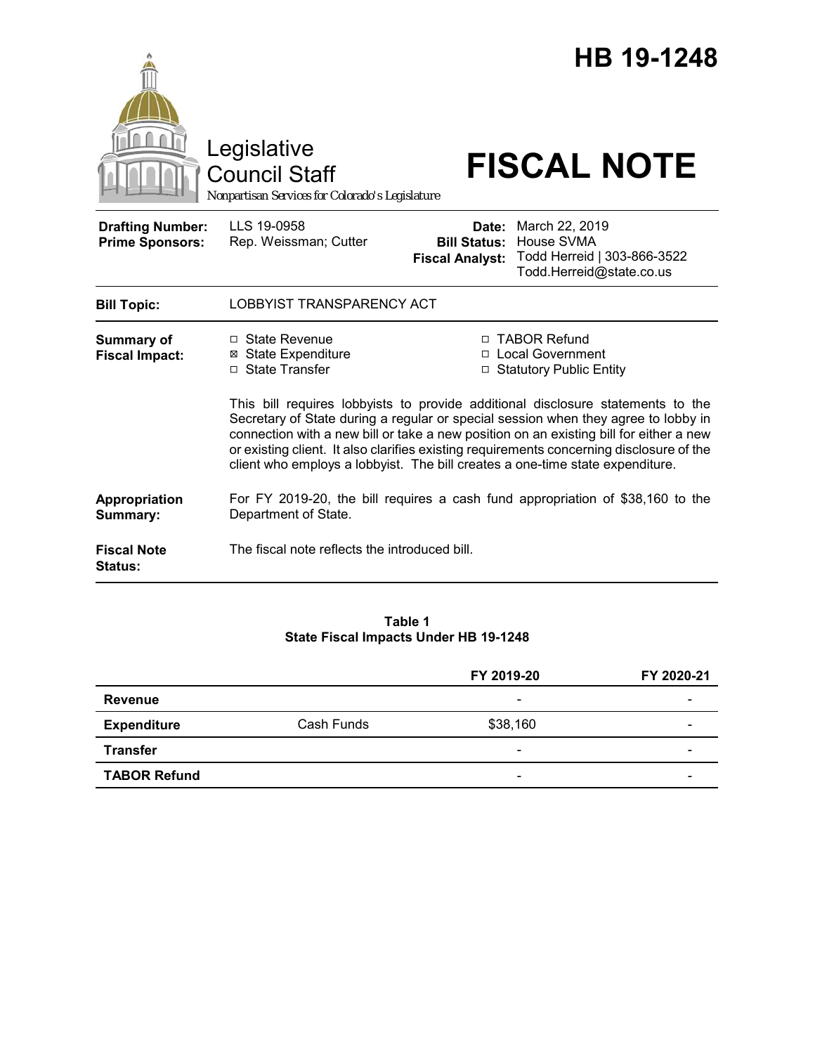# HB 19-1248

Legislative Council Staff

*Nonpartisan Services for Colorado's Legislature*

# FISCAL NOTE

| | | | |
|---|---|---|---|
| **Drafting Number:** | LLS 19-0958 | **Date:** | March 22, 2019 |
| **Prime Sponsors:** | Rep. Weissman; Cutter | **Bill Status:** | House SVMA |
| | | **Fiscal Analyst:** | Todd Herreid \| 303-866-3522 Todd.Herreid@state.co.us |

| | |
|---|---|
| **Bill Topic:** | LOBBYIST TRANSPARENCY ACT |
| **Summary of Fiscal Impact:** | ☐ State Revenue ☒ State Expenditure ☐ State Transfer ☐ TABOR Refund ☐ Local Government ☐ Statutory Public Entity<br><br>This bill requires lobbyists to provide additional disclosure statements to the Secretary of State during a regular or special session when they agree to lobby in connection with a new bill or take a new position on an existing bill for either a new or existing client. It also clarifies existing requirements concerning disclosure of the client who employs a lobbyist. The bill creates a one-time state expenditure. |
| **Appropriation Summary:** | For FY 2019-20, the bill requires a cash fund appropriation of $38,160 to the Department of State. |
| **Fiscal Note Status:** | The fiscal note reflects the introduced bill. |

**Table 1**
**State Fiscal Impacts Under HB 19-1248**

| | | FY 2019-20 | FY 2020-21 |
|---|---|---|---|
| **Revenue** | | - | - |
| **Expenditure** | Cash Funds | $38,160 | - |
| **Transfer** | | - | - |
| **TABOR Refund** | | - | - |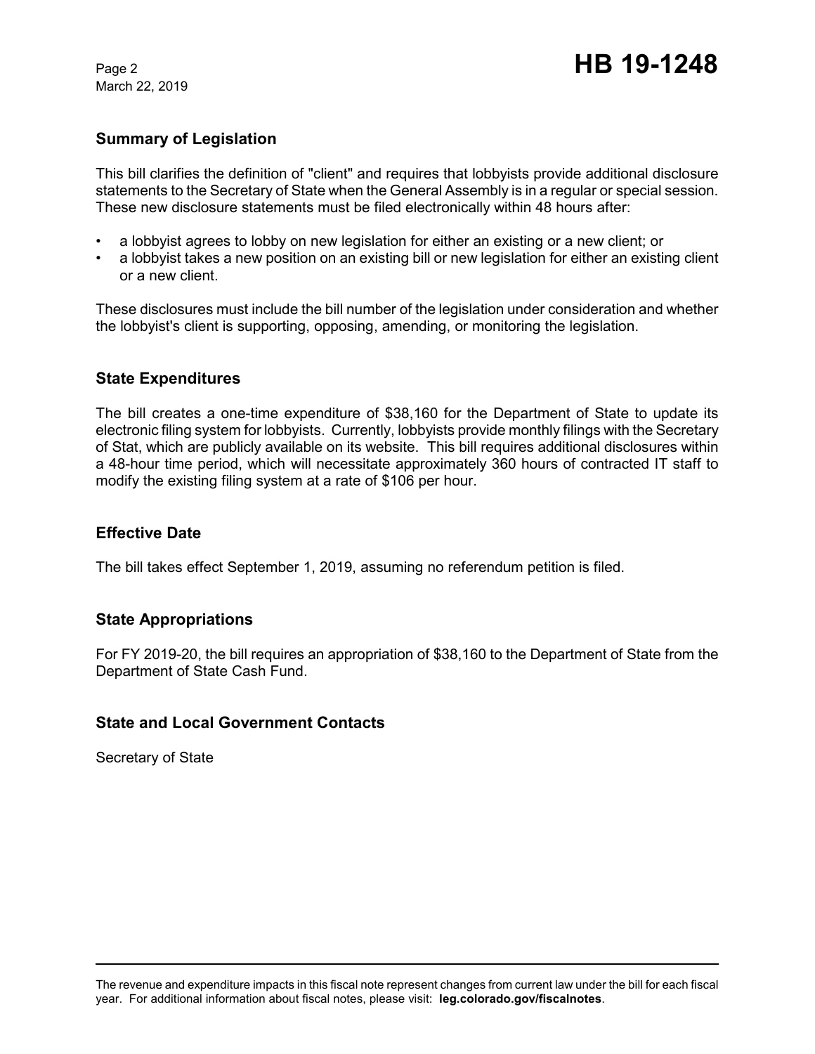## Summary of Legislation

This bill clarifies the definition of "client" and requires that lobbyists provide additional disclosure statements to the Secretary of State when the General Assembly is in a regular or special session. These new disclosure statements must be filed electronically within 48 hours after:

- a lobbyist agrees to lobby on new legislation for either an existing or a new client; or
- a lobbyist takes a new position on an existing bill or new legislation for either an existing client or a new client.

These disclosures must include the bill number of the legislation under consideration and whether the lobbyist's client is supporting, opposing, amending, or monitoring the legislation.

## State Expenditures

The bill creates a one-time expenditure of $38,160 for the Department of State to update its electronic filing system for lobbyists. Currently, lobbyists provide monthly filings with the Secretary of Stat, which are publicly available on its website. This bill requires additional disclosures within a 48-hour time period, which will necessitate approximately 360 hours of contracted IT staff to modify the existing filing system at a rate of $106 per hour.

## Effective Date

The bill takes effect September 1, 2019, assuming no referendum petition is filed.

## State Appropriations

For FY 2019-20, the bill requires an appropriation of $38,160 to the Department of State from the Department of State Cash Fund.

## State and Local Government Contacts

Secretary of State

The revenue and expenditure impacts in this fiscal note represent changes from current law under the bill for each fiscal year. For additional information about fiscal notes, please visit: **leg.colorado.gov/fiscalnotes**.